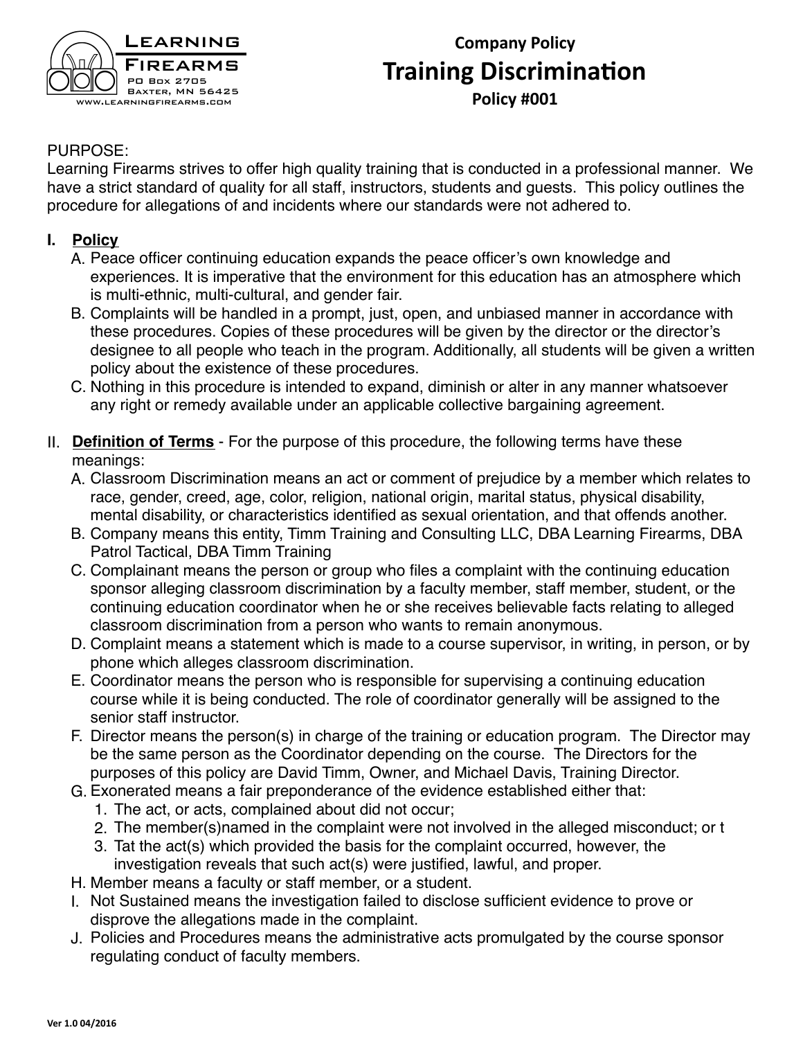Learning Firearms
PO Box 2705
Baxter, MN 56425
www.learningfirearms.com

# Company Policy
# Training Discrimination
## Policy #001

PURPOSE:
Learning Firearms strives to offer high quality training that is conducted in a professional manner. We have a strict standard of quality for all staff, instructors, students and guests. This policy outlines the procedure for allegations of and incidents where our standards were not adhered to.

## I. **Policy**

A. Peace officer continuing education expands the peace officer's own knowledge and experiences. It is imperative that the environment for this education has an atmosphere which is multi-ethnic, multi-cultural, and gender fair.

B. Complaints will be handled in a prompt, just, open, and unbiased manner in accordance with these procedures. Copies of these procedures will be given by the director or the director's designee to all people who teach in the program. Additionally, all students will be given a written policy about the existence of these procedures.

C. Nothing in this procedure is intended to expand, diminish or alter in any manner whatsoever any right or remedy available under an applicable collective bargaining agreement.

## II. **Definition of Terms** - For the purpose of this procedure, the following terms have these meanings:

A. Classroom Discrimination means an act or comment of prejudice by a member which relates to race, gender, creed, age, color, religion, national origin, marital status, physical disability, mental disability, or characteristics identified as sexual orientation, and that offends another.

B. Company means this entity, Timm Training and Consulting LLC, DBA Learning Firearms, DBA Patrol Tactical, DBA Timm Training

C. Complainant means the person or group who files a complaint with the continuing education sponsor alleging classroom discrimination by a faculty member, staff member, student, or the continuing education coordinator when he or she receives believable facts relating to alleged classroom discrimination from a person who wants to remain anonymous.

D. Complaint means a statement which is made to a course supervisor, in writing, in person, or by phone which alleges classroom discrimination.

E. Coordinator means the person who is responsible for supervising a continuing education course while it is being conducted. The role of coordinator generally will be assigned to the senior staff instructor.

F. Director means the person(s) in charge of the training or education program. The Director may be the same person as the Coordinator depending on the course. The Directors for the purposes of this policy are David Timm, Owner, and Michael Davis, Training Director.

G. Exonerated means a fair preponderance of the evidence established either that:
   1. The act, or acts, complained about did not occur;
   2. The member(s)named in the complaint were not involved in the alleged misconduct; or t
   3. Tat the act(s) which provided the basis for the complaint occurred, however, the investigation reveals that such act(s) were justified, lawful, and proper.

H. Member means a faculty or staff member, or a student.

I. Not Sustained means the investigation failed to disclose sufficient evidence to prove or disprove the allegations made in the complaint.

J. Policies and Procedures means the administrative acts promulgated by the course sponsor regulating conduct of faculty members.

Ver 1.0 04/2016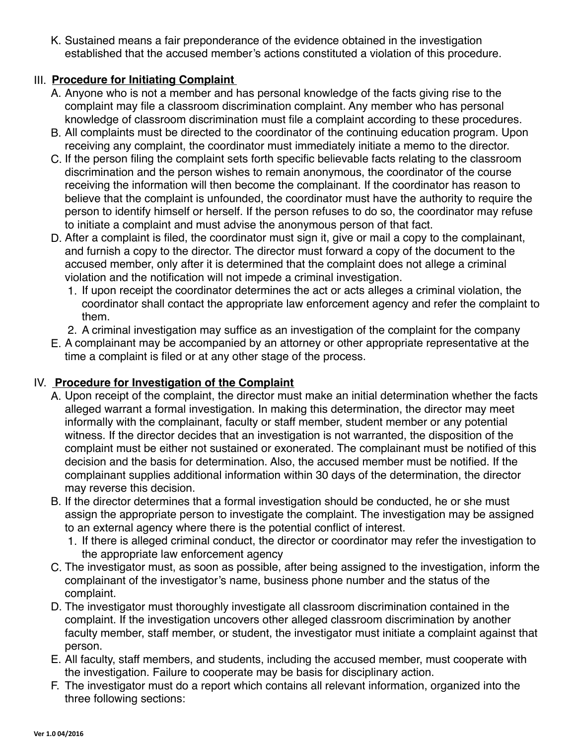K. Sustained means a fair preponderance of the evidence obtained in the investigation established that the accused member's actions constituted a violation of this procedure.

## III. Procedure for Initiating Complaint

A. Anyone who is not a member and has personal knowledge of the facts giving rise to the complaint may file a classroom discrimination complaint. Any member who has personal knowledge of classroom discrimination must file a complaint according to these procedures.

B. All complaints must be directed to the coordinator of the continuing education program. Upon receiving any complaint, the coordinator must immediately initiate a memo to the director.

C. If the person filing the complaint sets forth specific believable facts relating to the classroom discrimination and the person wishes to remain anonymous, the coordinator of the course receiving the information will then become the complainant. If the coordinator has reason to believe that the complaint is unfounded, the coordinator must have the authority to require the person to identify himself or herself. If the person refuses to do so, the coordinator may refuse to initiate a complaint and must advise the anonymous person of that fact.

D. After a complaint is filed, the coordinator must sign it, give or mail a copy to the complainant, and furnish a copy to the director. The director must forward a copy of the document to the accused member, only after it is determined that the complaint does not allege a criminal violation and the notification will not impede a criminal investigation.

   1. If upon receipt the coordinator determines the act or acts alleges a criminal violation, the coordinator shall contact the appropriate law enforcement agency and refer the complaint to them.
   2. A criminal investigation may suffice as an investigation of the complaint for the company

E. A complainant may be accompanied by an attorney or other appropriate representative at the time a complaint is filed or at any other stage of the process.

## IV. Procedure for Investigation of the Complaint

A. Upon receipt of the complaint, the director must make an initial determination whether the facts alleged warrant a formal investigation. In making this determination, the director may meet informally with the complainant, faculty or staff member, student member or any potential witness. If the director decides that an investigation is not warranted, the disposition of the complaint must be either not sustained or exonerated. The complainant must be notified of this decision and the basis for determination. Also, the accused member must be notified. If the complainant supplies additional information within 30 days of the determination, the director may reverse this decision.

B. If the director determines that a formal investigation should be conducted, he or she must assign the appropriate person to investigate the complaint. The investigation may be assigned to an external agency where there is the potential conflict of interest.

   1. If there is alleged criminal conduct, the director or coordinator may refer the investigation to the appropriate law enforcement agency

C. The investigator must, as soon as possible, after being assigned to the investigation, inform the complainant of the investigator's name, business phone number and the status of the complaint.

D. The investigator must thoroughly investigate all classroom discrimination contained in the complaint. If the investigation uncovers other alleged classroom discrimination by another faculty member, staff member, or student, the investigator must initiate a complaint against that person.

E. All faculty, staff members, and students, including the accused member, must cooperate with the investigation. Failure to cooperate may be basis for disciplinary action.

F. The investigator must do a report which contains all relevant information, organized into the three following sections: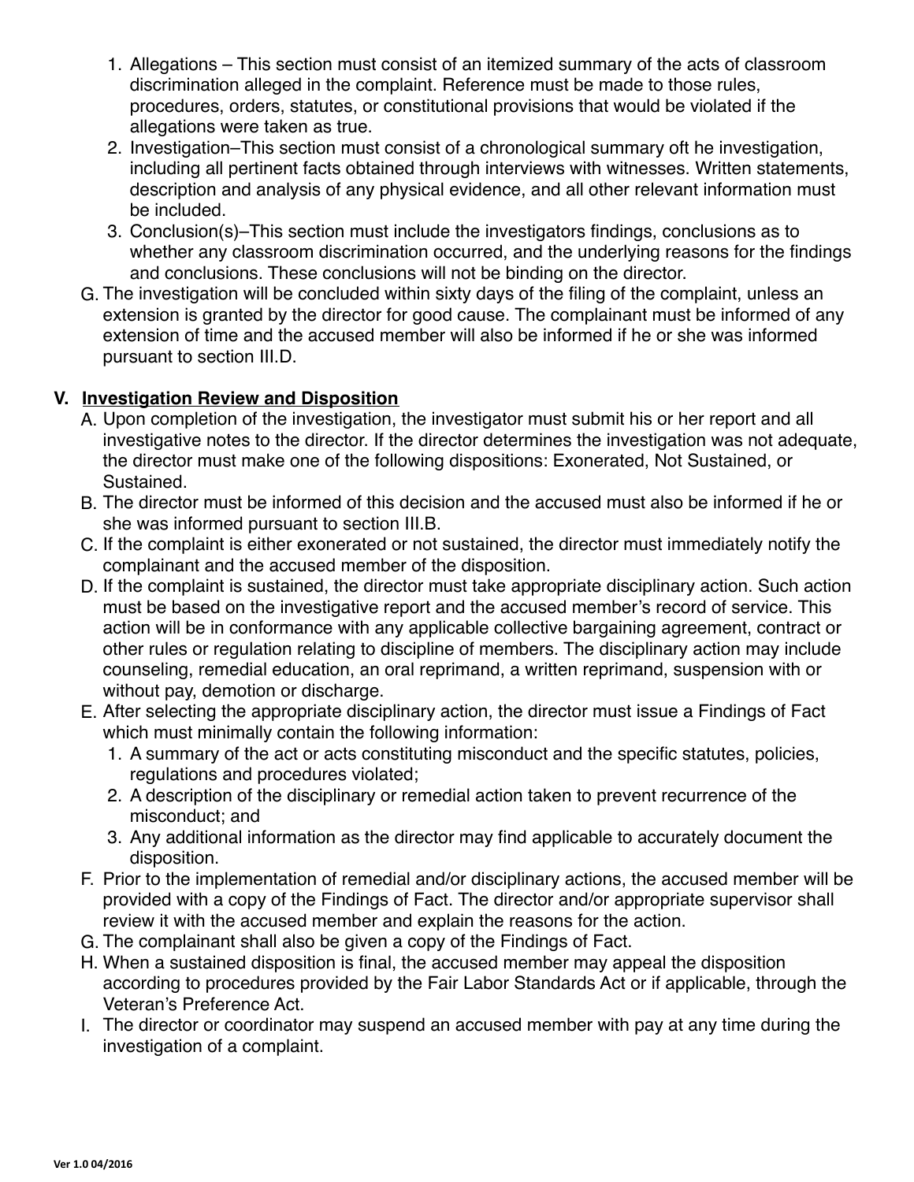1. Allegations – This section must consist of an itemized summary of the acts of classroom discrimination alleged in the complaint. Reference must be made to those rules, procedures, orders, statutes, or constitutional provisions that would be violated if the allegations were taken as true.
2. Investigation–This section must consist of a chronological summary oft he investigation, including all pertinent facts obtained through interviews with witnesses. Written statements, description and analysis of any physical evidence, and all other relevant information must be included.
3. Conclusion(s)–This section must include the investigators findings, conclusions as to whether any classroom discrimination occurred, and the underlying reasons for the findings and conclusions. These conclusions will not be binding on the director.

G. The investigation will be concluded within sixty days of the filing of the complaint, unless an extension is granted by the director for good cause. The complainant must be informed of any extension of time and the accused member will also be informed if he or she was informed pursuant to section III.D.

## V. <u>Investigation Review and Disposition</u>

A. Upon completion of the investigation, the investigator must submit his or her report and all investigative notes to the director. If the director determines the investigation was not adequate, the director must make one of the following dispositions: Exonerated, Not Sustained, or Sustained.

B. The director must be informed of this decision and the accused must also be informed if he or she was informed pursuant to section III.B.

C. If the complaint is either exonerated or not sustained, the director must immediately notify the complainant and the accused member of the disposition.

D. If the complaint is sustained, the director must take appropriate disciplinary action. Such action must be based on the investigative report and the accused member's record of service. This action will be in conformance with any applicable collective bargaining agreement, contract or other rules or regulation relating to discipline of members. The disciplinary action may include counseling, remedial education, an oral reprimand, a written reprimand, suspension with or without pay, demotion or discharge.

E. After selecting the appropriate disciplinary action, the director must issue a Findings of Fact which must minimally contain the following information:
1. A summary of the act or acts constituting misconduct and the specific statutes, policies, regulations and procedures violated;
2. A description of the disciplinary or remedial action taken to prevent recurrence of the misconduct; and
3. Any additional information as the director may find applicable to accurately document the disposition.

F. Prior to the implementation of remedial and/or disciplinary actions, the accused member will be provided with a copy of the Findings of Fact. The director and/or appropriate supervisor shall review it with the accused member and explain the reasons for the action.

G. The complainant shall also be given a copy of the Findings of Fact.

H. When a sustained disposition is final, the accused member may appeal the disposition according to procedures provided by the Fair Labor Standards Act or if applicable, through the Veteran's Preference Act.

I. The director or coordinator may suspend an accused member with pay at any time during the investigation of a complaint.

Ver 1.0 04/2016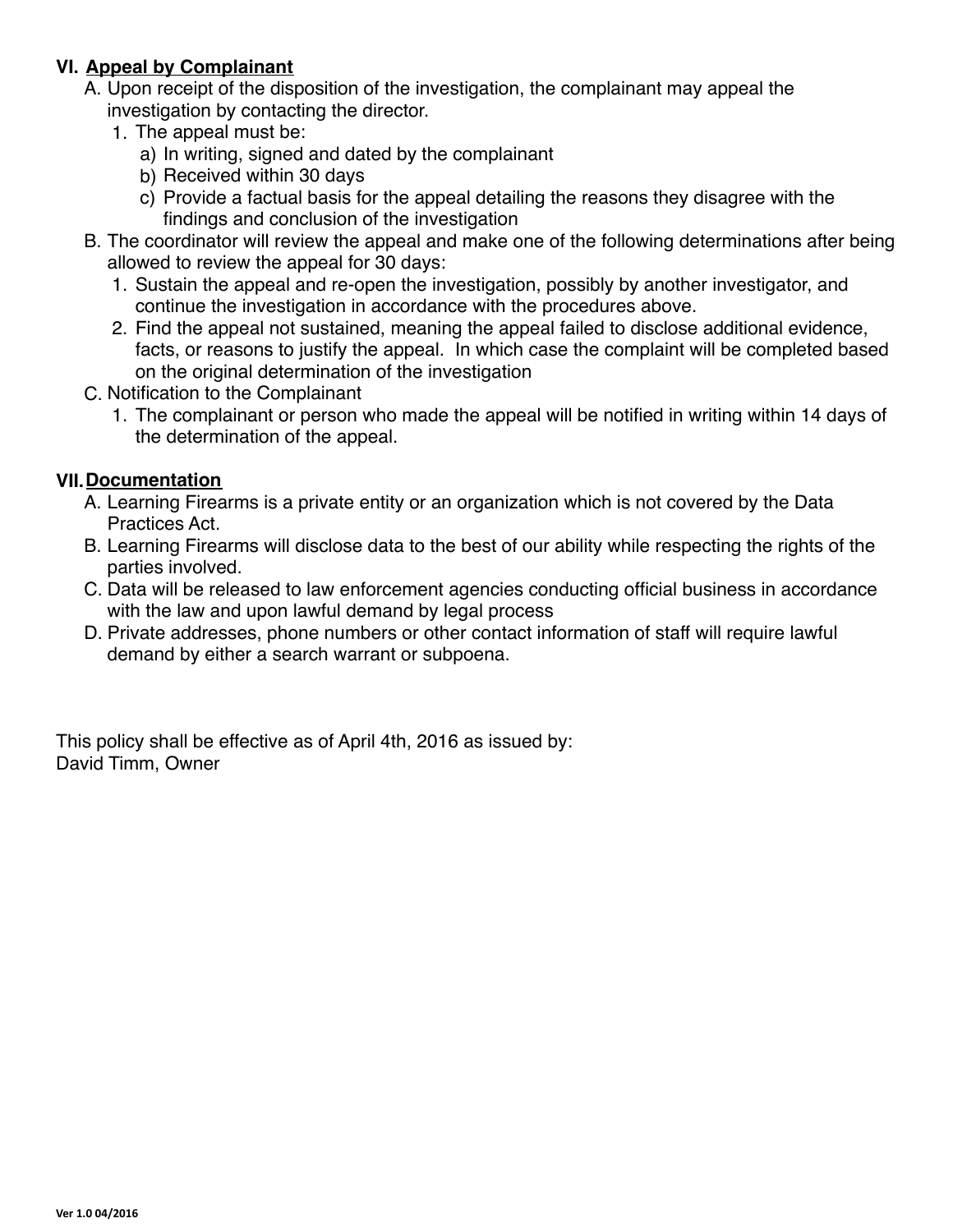## VI. Appeal by Complainant

A. Upon receipt of the disposition of the investigation, the complainant may appeal the investigation by contacting the director.

   1. The appeal must be:

      a) In writing, signed and dated by the complainant

      b) Received within 30 days

      c) Provide a factual basis for the appeal detailing the reasons they disagree with the findings and conclusion of the investigation

B. The coordinator will review the appeal and make one of the following determinations after being allowed to review the appeal for 30 days:

   1. Sustain the appeal and re-open the investigation, possibly by another investigator, and continue the investigation in accordance with the procedures above.
   2. Find the appeal not sustained, meaning the appeal failed to disclose additional evidence, facts, or reasons to justify the appeal. In which case the complaint will be completed based on the original determination of the investigation

C. Notification to the Complainant

   1. The complainant or person who made the appeal will be notified in writing within 14 days of the determination of the appeal.

## VII. Documentation

A. Learning Firearms is a private entity or an organization which is not covered by the Data Practices Act.

B. Learning Firearms will disclose data to the best of our ability while respecting the rights of the parties involved.

C. Data will be released to law enforcement agencies conducting official business in accordance with the law and upon lawful demand by legal process

D. Private addresses, phone numbers or other contact information of staff will require lawful demand by either a search warrant or subpoena.

This policy shall be effective as of April 4th, 2016 as issued by:
David Timm, Owner

Ver 1.0 04/2016